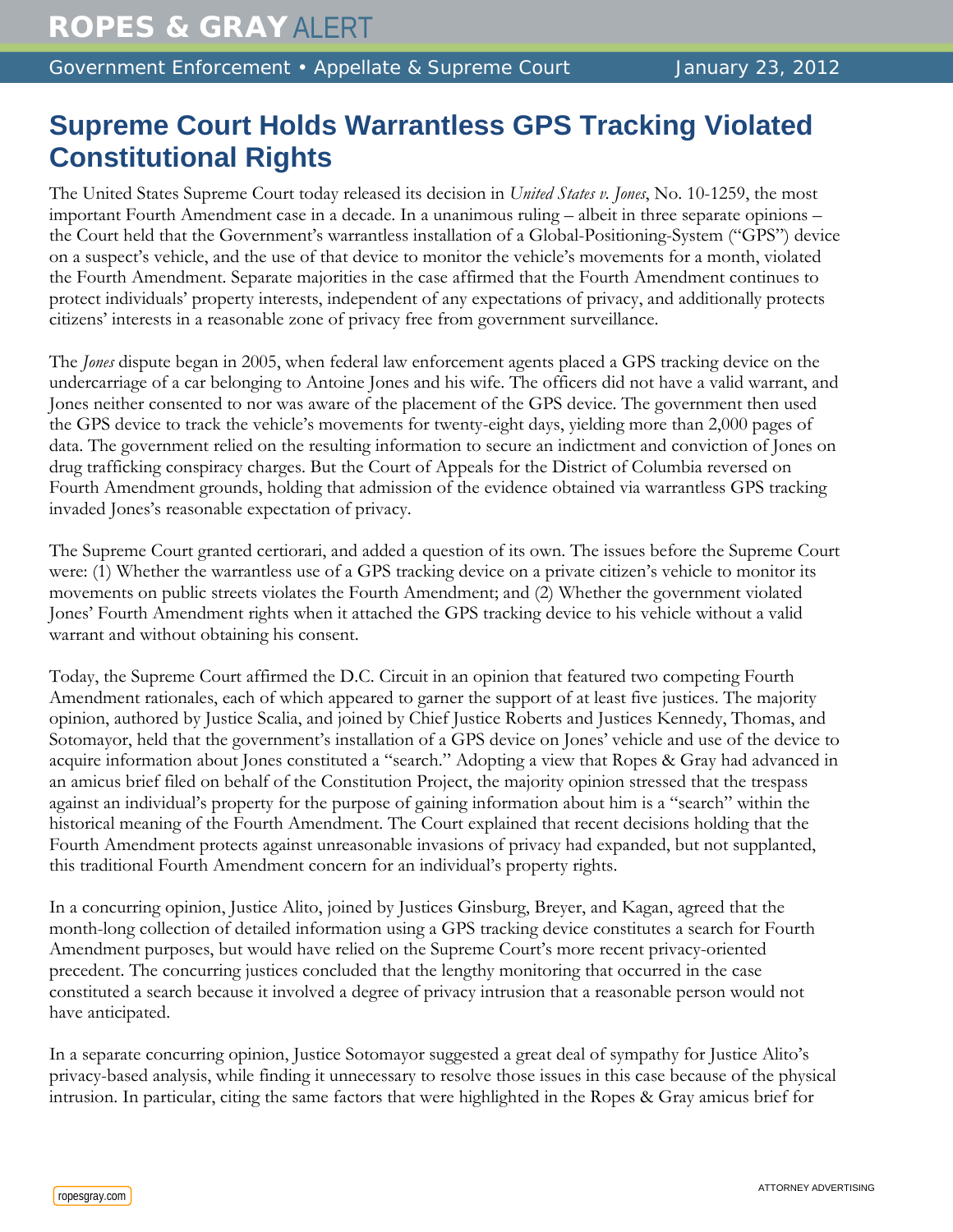# Supreme Court Holds Warrantless GPS Tracking Violated Constitutional Rights

The United States Supreme Court today released its decision in *United States v. Jones*, No. 10-1259, the most important Fourth Amendment case in a decade. In a unanimous ruling – albeit in three separate opinions – the Court held that the Government's warrantless installation of a Global-Positioning-System ("GPS") device on a suspect's vehicle, and the use of that device to monitor the vehicle's movements for a month, violated the Fourth Amendment. Separate majorities in the case affirmed that the Fourth Amendment continues to protect individuals' property interests, independent of any expectations of privacy, and additionally protects citizens' interests in a reasonable zone of privacy free from government surveillance.

The *Jones* dispute began in 2005, when federal law enforcement agents placed a GPS tracking device on the undercarriage of a car belonging to Antoine Jones and his wife. The officers did not have a valid warrant, and Jones neither consented to nor was aware of the placement of the GPS device. The government then used the GPS device to track the vehicle's movements for twenty-eight days, yielding more than 2,000 pages of data. The government relied on the resulting information to secure an indictment and conviction of Jones on drug trafficking conspiracy charges. But the Court of Appeals for the District of Columbia reversed on Fourth Amendment grounds, holding that admission of the evidence obtained via warrantless GPS tracking invaded Jones's reasonable expectation of privacy.

The Supreme Court granted certiorari, and added a question of its own. The issues before the Supreme Court were: (1) Whether the warrantless use of a GPS tracking device on a private citizen's vehicle to monitor its movements on public streets violates the Fourth Amendment; and (2) Whether the government violated Jones' Fourth Amendment rights when it attached the GPS tracking device to his vehicle without a valid warrant and without obtaining his consent.

Today, the Supreme Court affirmed the D.C. Circuit in an opinion that featured two competing Fourth Amendment rationales, each of which appeared to garner the support of at least five justices. The majority opinion, authored by Justice Scalia, and joined by Chief Justice Roberts and Justices Kennedy, Thomas, and Sotomayor, held that the government's installation of a GPS device on Jones' vehicle and use of the device to acquire information about Jones constituted a "search." Adopting a view that Ropes & Gray had advanced in an amicus brief filed on behalf of the Constitution Project, the majority opinion stressed that the trespass against an individual's property for the purpose of gaining information about him is a "search" within the historical meaning of the Fourth Amendment. The Court explained that recent decisions holding that the Fourth Amendment protects against unreasonable invasions of privacy had expanded, but not supplanted, this traditional Fourth Amendment concern for an individual's property rights.

In a concurring opinion, Justice Alito, joined by Justices Ginsburg, Breyer, and Kagan, agreed that the month-long collection of detailed information using a GPS tracking device constitutes a search for Fourth Amendment purposes, but would have relied on the Supreme Court's more recent privacy-oriented precedent. The concurring justices concluded that the lengthy monitoring that occurred in the case constituted a search because it involved a degree of privacy intrusion that a reasonable person would not have anticipated.

In a separate concurring opinion, Justice Sotomayor suggested a great deal of sympathy for Justice Alito's privacy-based analysis, while finding it unnecessary to resolve those issues in this case because of the physical intrusion. In particular, citing the same factors that were highlighted in the Ropes & Gray amicus brief for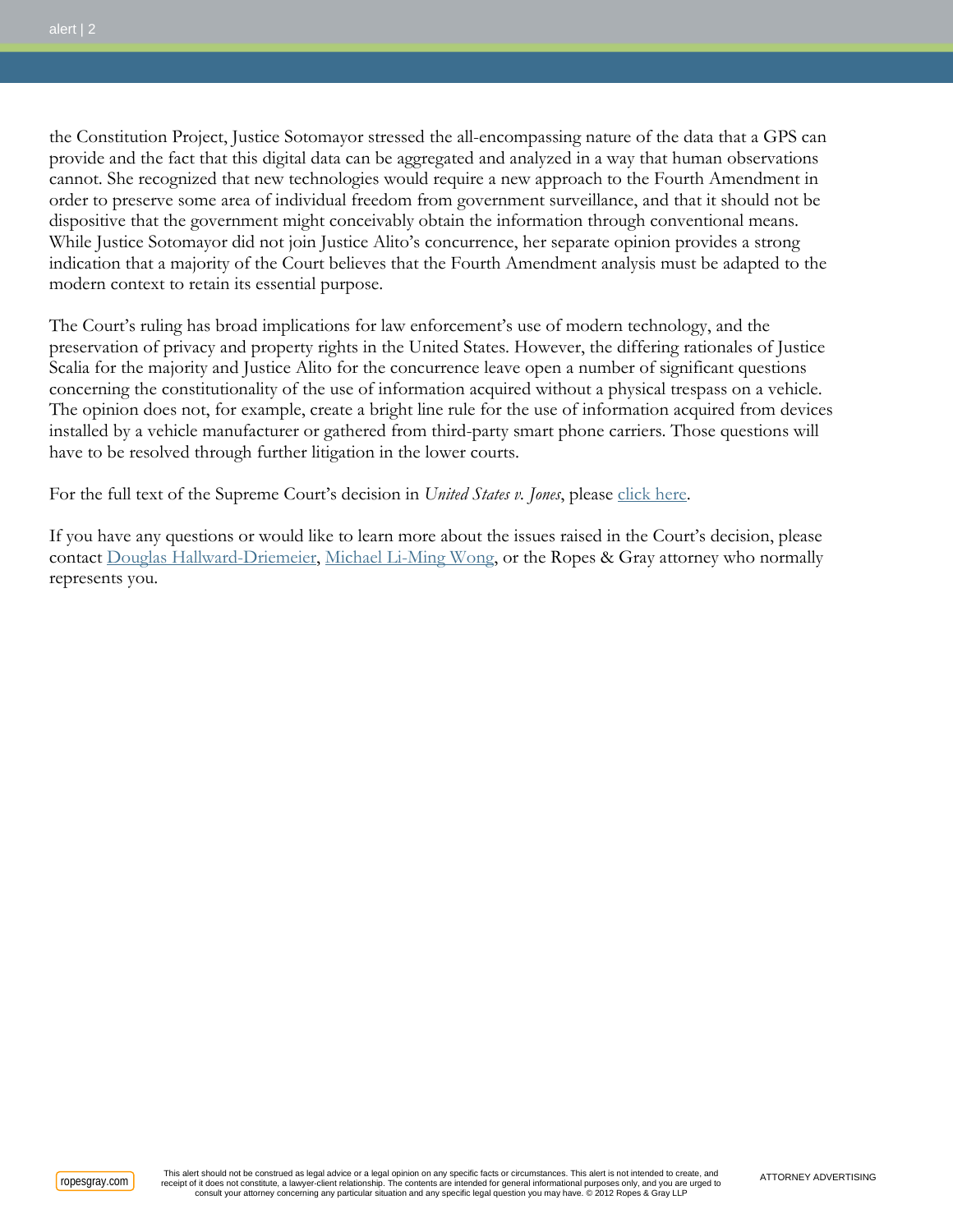the Constitution Project, Justice Sotomayor stressed the all-encompassing nature of the data that a GPS can provide and the fact that this digital data can be aggregated and analyzed in a way that human observations cannot. She recognized that new technologies would require a new approach to the Fourth Amendment in order to preserve some area of individual freedom from government surveillance, and that it should not be dispositive that the government might conceivably obtain the information through conventional means. While Justice Sotomayor did not join Justice Alito's concurrence, her separate opinion provides a strong indication that a majority of the Court believes that the Fourth Amendment analysis must be adapted to the modern context to retain its essential purpose.

The Court's ruling has broad implications for law enforcement's use of modern technology, and the preservation of privacy and property rights in the United States. However, the differing rationales of Justice Scalia for the majority and Justice Alito for the concurrence leave open a number of significant questions concerning the constitutionality of the use of information acquired without a physical trespass on a vehicle. The opinion does not, for example, create a bright line rule for the use of information acquired from devices installed by a vehicle manufacturer or gathered from third-party smart phone carriers. Those questions will have to be resolved through further litigation in the lower courts.

For the full text of the Supreme Court's decision in *United States v. Jones*, please click here.

If you have any questions or would like to learn more about the issues raised in the Court's decision, please contact Douglas Hallward-Driemeier, Michael Li-Ming Wong, or the Ropes & Gray attorney who normally represents you.

ropesgray.com

This alert should not be construed as legal advice or a legal opinion on any specific facts or circumstances. This alert is not intended to create, and receipt of it does not constitute, a lawyer-client relationship. The contents are intended for general informational purposes only, and you are urged to consult your attorney concerning any particular situation and any specific legal question you may have. © 2012 Ropes & Gray LLP

ATTORNEY ADVERTISING